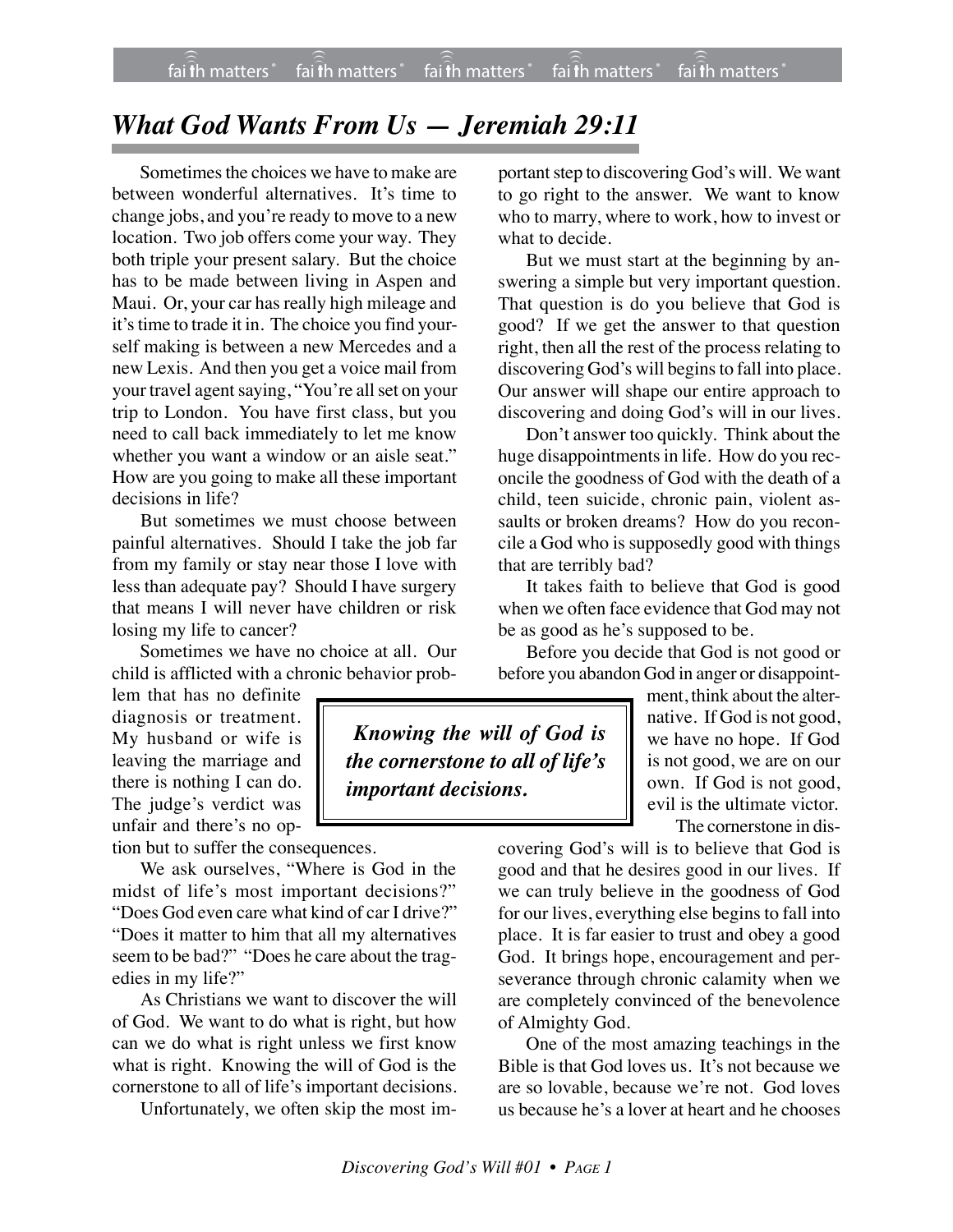# *What God Wants From Us — Jeremiah 29:11*

Sometimes the choices we have to make are between wonderful alternatives. It's time to change jobs, and you're ready to move to a new location. Two job offers come your way. They both triple your present salary. But the choice has to be made between living in Aspen and Maui. Or, your car has really high mileage and it's time to trade it in. The choice you find yourself making is between a new Mercedes and a new Lexis. And then you get a voice mail from your travel agent saying, "You're all set on your trip to London. You have first class, but you need to call back immediately to let me know whether you want a window or an aisle seat." How are you going to make all these important decisions in life?

But sometimes we must choose between painful alternatives. Should I take the job far from my family or stay near those I love with less than adequate pay? Should I have surgery that means I will never have children or risk losing my life to cancer?

Sometimes we have no choice at all. Our child is afflicted with a chronic behavior problem that has no definite diagnosis or treatment. My husband or wife is leaving the marriage and there is nothing I can do. The judge's verdict was unfair and there's no option but to suffer the consequences.

We ask ourselves, "Where is God in the midst of life's most important decisions?" "Does God even care what kind of car I drive?" "Does it matter to him that all my alternatives seem to be bad?" "Does he care about the tragedies in my life?"

As Christians we want to discover the will of God. We want to do what is right, but how can we do what is right unless we first know what is right. Knowing the will of God is the cornerstone to all of life's important decisions.

Unfortunately, we often skip the most important step to discovering God's will. We want to go right to the answer. We want to know who to marry, where to work, how to invest or what to decide.

But we must start at the beginning by answering a simple but very important question. That question is do you believe that God is good? If we get the answer to that question right, then all the rest of the process relating to discovering God's will begins to fall into place. Our answer will shape our entire approach to discovering and doing God's will in our lives.

Don't answer too quickly. Think about the huge disappointments in life. How do you reconcile the goodness of God with the death of a child, teen suicide, chronic pain, violent assaults or broken dreams? How do you reconcile a God who is supposedly good with things that are terribly bad?

It takes faith to believe that God is good when we often face evidence that God may not be as good as he's supposed to be.

Before you decide that God is not good or before you abandon God in anger or disappointment, think about the alternative. If God is not good, we have no hope. If God is not good, we are on our own. If God is not good, evil is the ultimate victor.

> ***Knowing the will of God is the cornerstone to all of life's important decisions.***

The cornerstone in discovering God's will is to believe that God is good and that he desires good in our lives. If we can truly believe in the goodness of God for our lives, everything else begins to fall into place. It is far easier to trust and obey a good God. It brings hope, encouragement and perseverance through chronic calamity when we are completely convinced of the benevolence of Almighty God.

One of the most amazing teachings in the Bible is that God loves us. It's not because we are so lovable, because we're not. God loves us because he's a lover at heart and he chooses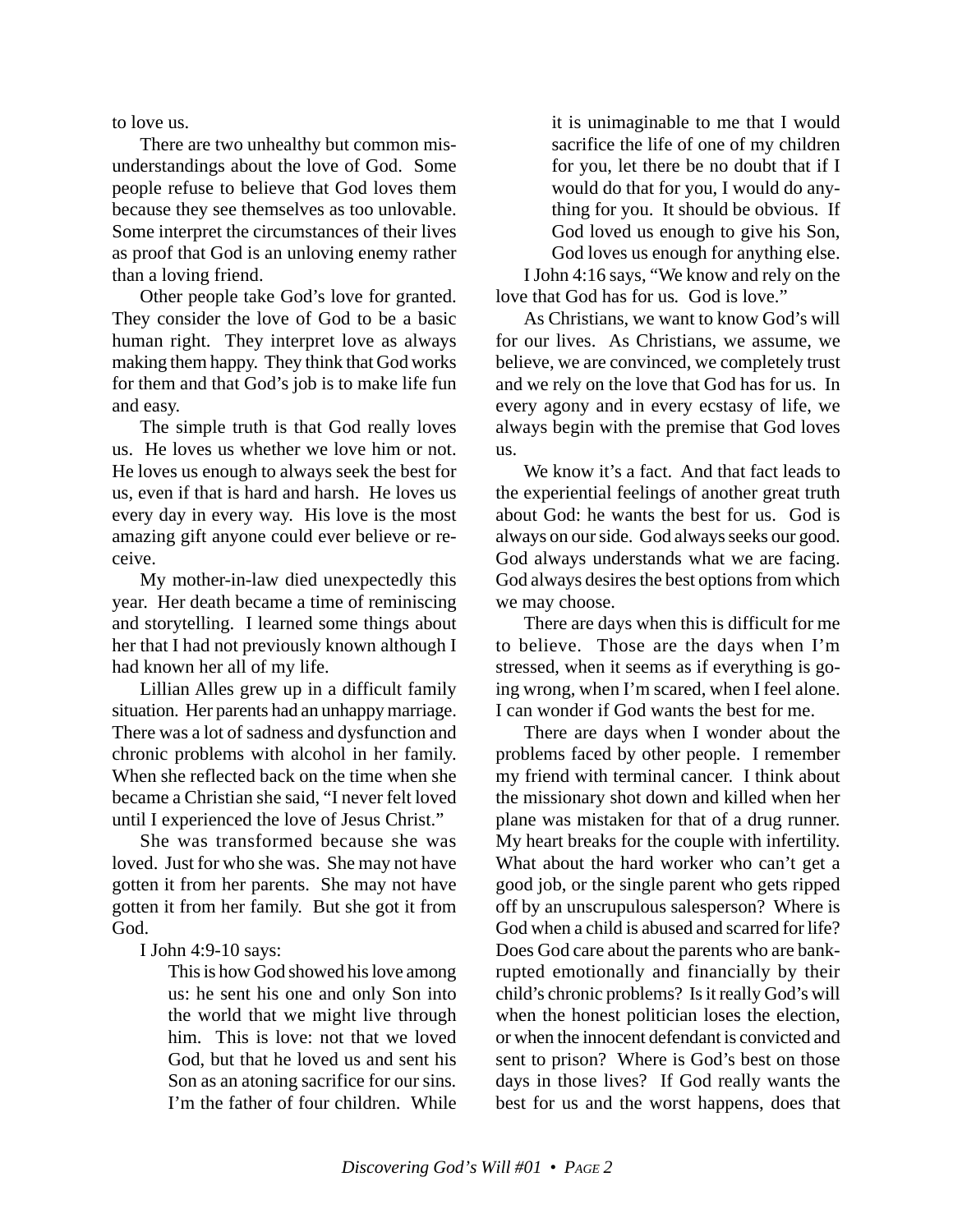to love us.

There are two unhealthy but common misunderstandings about the love of God. Some people refuse to believe that God loves them because they see themselves as too unlovable. Some interpret the circumstances of their lives as proof that God is an unloving enemy rather than a loving friend.

Other people take God's love for granted. They consider the love of God to be a basic human right. They interpret love as always making them happy. They think that God works for them and that God's job is to make life fun and easy.

The simple truth is that God really loves us. He loves us whether we love him or not. He loves us enough to always seek the best for us, even if that is hard and harsh. He loves us every day in every way. His love is the most amazing gift anyone could ever believe or receive.

My mother-in-law died unexpectedly this year. Her death became a time of reminiscing and storytelling. I learned some things about her that I had not previously known although I had known her all of my life.

Lillian Alles grew up in a difficult family situation. Her parents had an unhappy marriage. There was a lot of sadness and dysfunction and chronic problems with alcohol in her family. When she reflected back on the time when she became a Christian she said, "I never felt loved until I experienced the love of Jesus Christ."

She was transformed because she was loved. Just for who she was. She may not have gotten it from her parents. She may not have gotten it from her family. But she got it from God.

I John 4:9-10 says:

> This is how God showed his love among us: he sent his one and only Son into the world that we might live through him. This is love: not that we loved God, but that he loved us and sent his Son as an atoning sacrifice for our sins.
> I'm the father of four children. While it is unimaginable to me that I would sacrifice the life of one of my children for you, let there be no doubt that if I would do that for you, I would do anything for you. It should be obvious. If God loved us enough to give his Son, God loves us enough for anything else.

I John 4:16 says, "We know and rely on the love that God has for us. God is love."

As Christians, we want to know God's will for our lives. As Christians, we assume, we believe, we are convinced, we completely trust and we rely on the love that God has for us. In every agony and in every ecstasy of life, we always begin with the premise that God loves us.

We know it's a fact. And that fact leads to the experiential feelings of another great truth about God: he wants the best for us. God is always on our side. God always seeks our good. God always understands what we are facing. God always desires the best options from which we may choose.

There are days when this is difficult for me to believe. Those are the days when I'm stressed, when it seems as if everything is going wrong, when I'm scared, when I feel alone. I can wonder if God wants the best for me.

There are days when I wonder about the problems faced by other people. I remember my friend with terminal cancer. I think about the missionary shot down and killed when her plane was mistaken for that of a drug runner. My heart breaks for the couple with infertility. What about the hard worker who can't get a good job, or the single parent who gets ripped off by an unscrupulous salesperson? Where is God when a child is abused and scarred for life? Does God care about the parents who are bankrupted emotionally and financially by their child's chronic problems? Is it really God's will when the honest politician loses the election, or when the innocent defendant is convicted and sent to prison? Where is God's best on those days in those lives? If God really wants the best for us and the worst happens, does that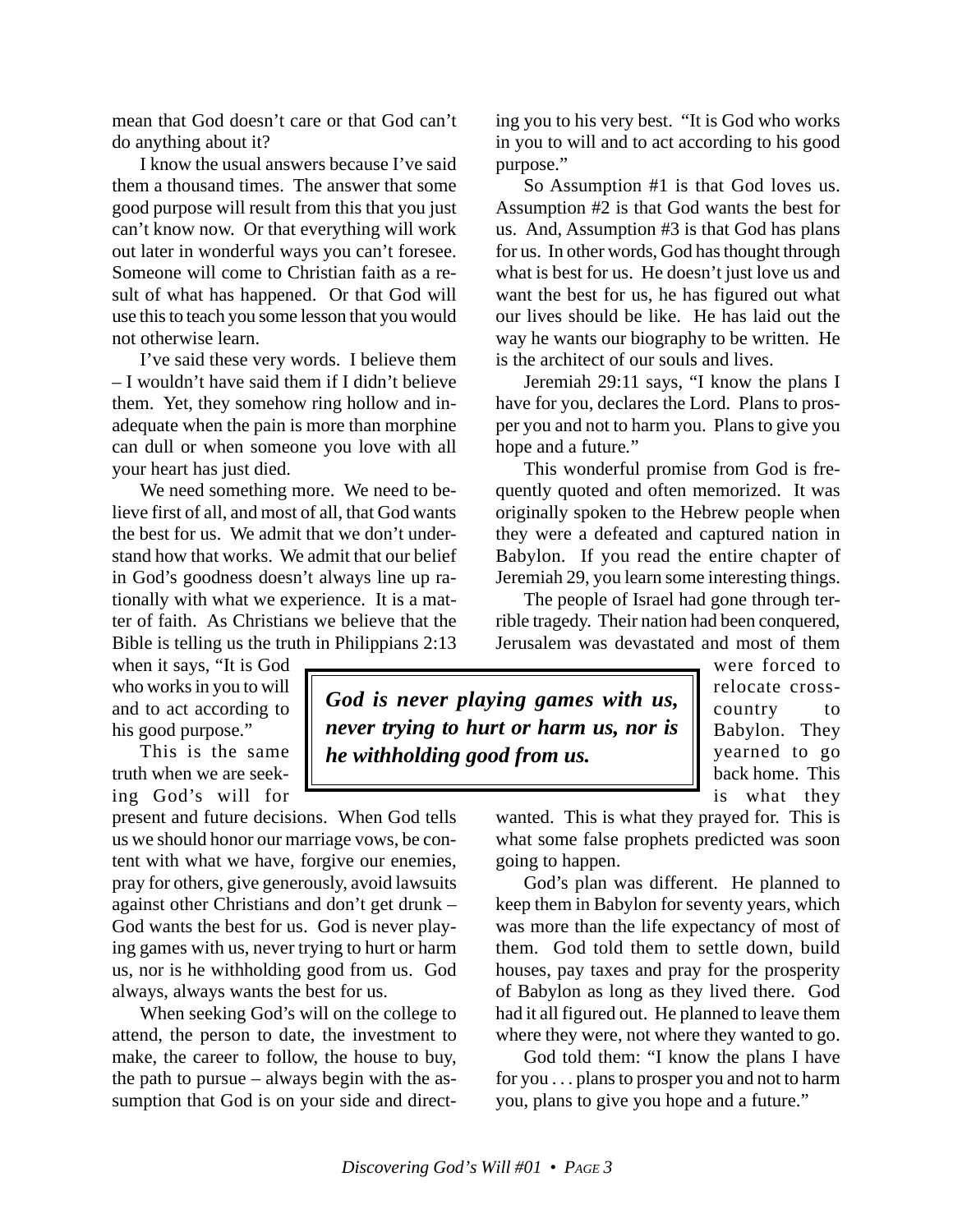mean that God doesn't care or that God can't do anything about it?

I know the usual answers because I've said them a thousand times. The answer that some good purpose will result from this that you just can't know now. Or that everything will work out later in wonderful ways you can't foresee. Someone will come to Christian faith as a result of what has happened. Or that God will use this to teach you some lesson that you would not otherwise learn.

I've said these very words. I believe them – I wouldn't have said them if I didn't believe them. Yet, they somehow ring hollow and inadequate when the pain is more than morphine can dull or when someone you love with all your heart has just died.

We need something more. We need to believe first of all, and most of all, that God wants the best for us. We admit that we don't understand how that works. We admit that our belief in God's goodness doesn't always line up rationally with what we experience. It is a matter of faith. As Christians we believe that the Bible is telling us the truth in Philippians 2:13 when it says, "It is God who works in you to will and to act according to his good purpose."

This is the same truth when we are seeking God's will for present and future decisions. When God tells us we should honor our marriage vows, be content with what we have, forgive our enemies, pray for others, give generously, avoid lawsuits against other Christians and don't get drunk – God wants the best for us. God is never playing games with us, never trying to hurt or harm us, nor is he withholding good from us. God always, always wants the best for us.

> ***God is never playing games with us, never trying to hurt or harm us, nor is he withholding good from us.***

When seeking God's will on the college to attend, the person to date, the investment to make, the career to follow, the house to buy, the path to pursue – always begin with the assumption that God is on your side and directing you to his very best. "It is God who works in you to will and to act according to his good purpose."

So Assumption #1 is that God loves us. Assumption #2 is that God wants the best for us. And, Assumption #3 is that God has plans for us. In other words, God has thought through what is best for us. He doesn't just love us and want the best for us, he has figured out what our lives should be like. He has laid out the way he wants our biography to be written. He is the architect of our souls and lives.

Jeremiah 29:11 says, "I know the plans I have for you, declares the Lord. Plans to prosper you and not to harm you. Plans to give you hope and a future."

This wonderful promise from God is frequently quoted and often memorized. It was originally spoken to the Hebrew people when they were a defeated and captured nation in Babylon. If you read the entire chapter of Jeremiah 29, you learn some interesting things.

The people of Israel had gone through terrible tragedy. Their nation had been conquered, Jerusalem was devastated and most of them were forced to relocate cross-country to Babylon. They yearned to go back home. This is what they wanted. This is what they prayed for. This is what some false prophets predicted was soon going to happen.

God's plan was different. He planned to keep them in Babylon for seventy years, which was more than the life expectancy of most of them. God told them to settle down, build houses, pay taxes and pray for the prosperity of Babylon as long as they lived there. God had it all figured out. He planned to leave them where they were, not where they wanted to go.

God told them: "I know the plans I have for you . . . plans to prosper you and not to harm you, plans to give you hope and a future."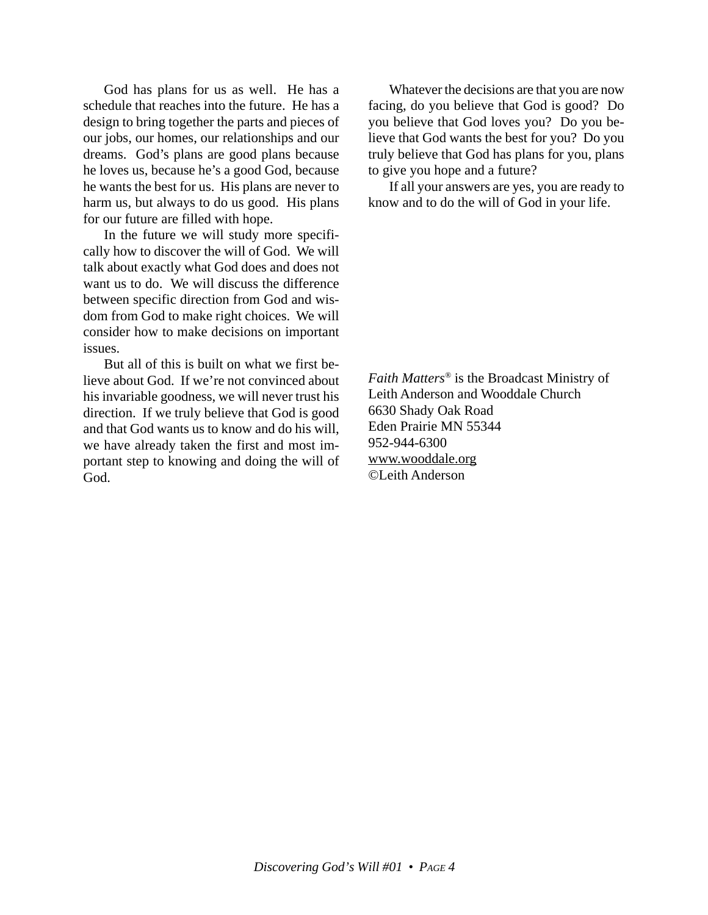God has plans for us as well. He has a schedule that reaches into the future. He has a design to bring together the parts and pieces of our jobs, our homes, our relationships and our dreams. God's plans are good plans because he loves us, because he's a good God, because he wants the best for us. His plans are never to harm us, but always to do us good. His plans for our future are filled with hope.

In the future we will study more specifically how to discover the will of God. We will talk about exactly what God does and does not want us to do. We will discuss the difference between specific direction from God and wisdom from God to make right choices. We will consider how to make decisions on important issues.

But all of this is built on what we first believe about God. If we're not convinced about his invariable goodness, we will never trust his direction. If we truly believe that God is good and that God wants us to know and do his will, we have already taken the first and most important step to knowing and doing the will of God.

Whatever the decisions are that you are now facing, do you believe that God is good? Do you believe that God loves you? Do you believe that God wants the best for you? Do you truly believe that God has plans for you, plans to give you hope and a future?

If all your answers are yes, you are ready to know and to do the will of God in your life.

*Faith Matters*® is the Broadcast Ministry of
Leith Anderson and Wooddale Church
6630 Shady Oak Road
Eden Prairie MN 55344
952-944-6300
www.wooddale.org
©Leith Anderson